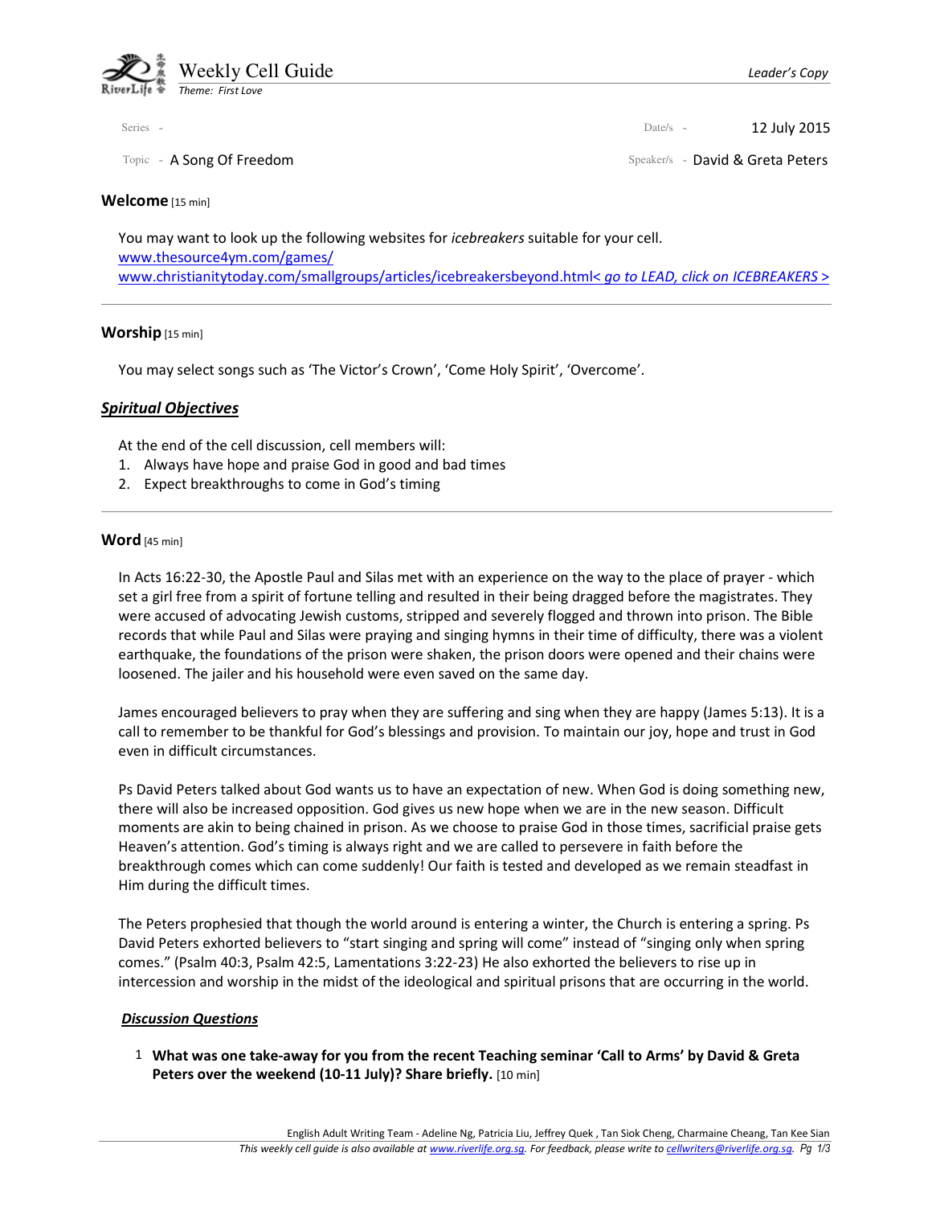# Weekly Cell Guide

*Leader's Copy*

*Theme: First Love*

Series -

Date/s - 12 July 2015

Topic - A Song Of Freedom

Speaker/s - David & Greta Peters

## Welcome [15 min]

You may want to look up the following websites for *icebreakers* suitable for your cell.
www.thesource4ym.com/games/
www.christianitytoday.com/smallgroups/articles/icebreakersbeyond.html< *go to LEAD, click on ICEBREAKERS* >

---

## Worship [15 min]

You may select songs such as 'The Victor's Crown', 'Come Holy Spirit', 'Overcome'.

## ***Spiritual Objectives***

At the end of the cell discussion, cell members will:

1. Always have hope and praise God in good and bad times
2. Expect breakthroughs to come in God's timing

---

## Word [45 min]

In Acts 16:22-30, the Apostle Paul and Silas met with an experience on the way to the place of prayer - which set a girl free from a spirit of fortune telling and resulted in their being dragged before the magistrates. They were accused of advocating Jewish customs, stripped and severely flogged and thrown into prison. The Bible records that while Paul and Silas were praying and singing hymns in their time of difficulty, there was a violent earthquake, the foundations of the prison were shaken, the prison doors were opened and their chains were loosened. The jailer and his household were even saved on the same day.

James encouraged believers to pray when they are suffering and sing when they are happy (James 5:13). It is a call to remember to be thankful for God's blessings and provision. To maintain our joy, hope and trust in God even in difficult circumstances.

Ps David Peters talked about God wants us to have an expectation of new. When God is doing something new, there will also be increased opposition. God gives us new hope when we are in the new season. Difficult moments are akin to being chained in prison. As we choose to praise God in those times, sacrificial praise gets Heaven's attention. God's timing is always right and we are called to persevere in faith before the breakthrough comes which can come suddenly! Our faith is tested and developed as we remain steadfast in Him during the difficult times.

The Peters prophesied that though the world around is entering a winter, the Church is entering a spring. Ps David Peters exhorted believers to "start singing and spring will come" instead of "singing only when spring comes." (Psalm 40:3, Psalm 42:5, Lamentations 3:22-23) He also exhorted the believers to rise up in intercession and worship in the midst of the ideological and spiritual prisons that are occurring in the world.

### ***Discussion Questions***

1. **What was one take-away for you from the recent Teaching seminar 'Call to Arms' by David & Greta Peters over the weekend (10-11 July)? Share briefly.** [10 min]

English Adult Writing Team - Adeline Ng, Patricia Liu, Jeffrey Quek , Tan Siok Cheng, Charmaine Cheang, Tan Kee Sian
*This weekly cell guide is also available at www.riverlife.org.sg. For feedback, please write to cellwriters@riverlife.org.sg.*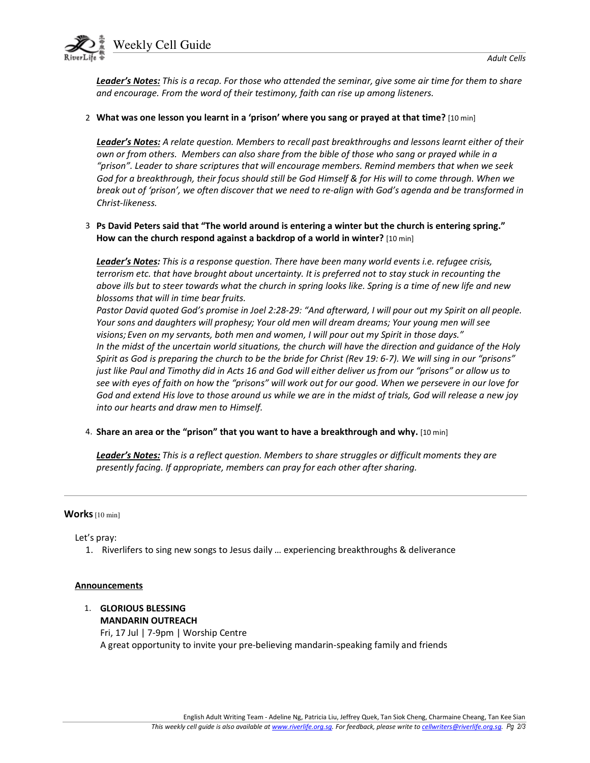***Leader's Notes:*** *This is a recap. For those who attended the seminar, give some air time for them to share and encourage. From the word of their testimony, faith can rise up among listeners.*

2. **What was one lesson you learnt in a 'prison' where you sang or prayed at that time?** [10 min]

   ***Leader's Notes:*** *A relate question. Members to recall past breakthroughs and lessons learnt either of their own or from others. Members can also share from the bible of those who sang or prayed while in a "prison". Leader to share scriptures that will encourage members. Remind members that when we seek God for a breakthrough, their focus should still be God Himself & for His will to come through. When we break out of 'prison', we often discover that we need to re-align with God's agenda and be transformed in Christ-likeness.*

3. **Ps David Peters said that "The world around is entering a winter but the church is entering spring." How can the church respond against a backdrop of a world in winter?** [10 min]

   ***Leader's Notes:*** *This is a response question. There have been many world events i.e. refugee crisis, terrorism etc. that have brought about uncertainty. It is preferred not to stay stuck in recounting the above ills but to steer towards what the church in spring looks like. Spring is a time of new life and new blossoms that will in time bear fruits.*
   *Pastor David quoted God's promise in Joel 2:28-29: "And afterward, I will pour out my Spirit on all people. Your sons and daughters will prophesy; Your old men will dream dreams; Your young men will see visions; Even on my servants, both men and women, I will pour out my Spirit in those days."*
   *In the midst of the uncertain world situations, the church will have the direction and guidance of the Holy Spirit as God is preparing the church to be the bride for Christ (Rev 19: 6-7). We will sing in our "prisons" just like Paul and Timothy did in Acts 16 and God will either deliver us from our "prisons" or allow us to see with eyes of faith on how the "prisons" will work out for our good. When we persevere in our love for God and extend His love to those around us while we are in the midst of trials, God will release a new joy into our hearts and draw men to Himself.*

4. **Share an area or the "prison" that you want to have a breakthrough and why.** [10 min]

   ***Leader's Notes:*** *This is a reflect question. Members to share struggles or difficult moments they are presently facing. If appropriate, members can pray for each other after sharing.*

---

## Works [10 min]

Let's pray:

1. Riverlifers to sing new songs to Jesus daily … experiencing breakthroughs & deliverance

### Announcements

1. **GLORIOUS BLESSING**
   **MANDARIN OUTREACH**
   Fri, 17 Jul | 7-9pm | Worship Centre
   A great opportunity to invite your pre-believing mandarin-speaking family and friends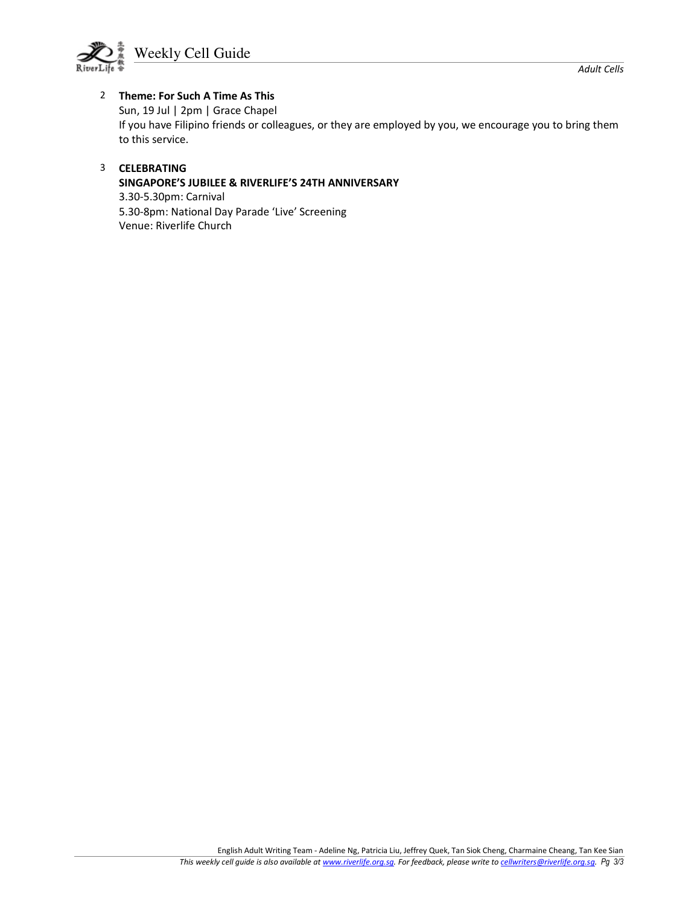2. **Theme: For Such A Time As This**
   Sun, 19 Jul | 2pm | Grace Chapel
   If you have Filipino friends or colleagues, or they are employed by you, we encourage you to bring them to this service.

3. **CELEBRATING**
   **SINGAPORE'S JUBILEE & RIVERLIFE'S 24TH ANNIVERSARY**
   3.30-5.30pm: Carnival
   5.30-8pm: National Day Parade 'Live' Screening
   Venue: Riverlife Church

English Adult Writing Team - Adeline Ng, Patricia Liu, Jeffrey Quek, Tan Siok Cheng, Charmaine Cheang, Tan Kee Sian

*This weekly cell guide is also available at www.riverlife.org.sg. For feedback, please write to cellwriters@riverlife.org.sg.*